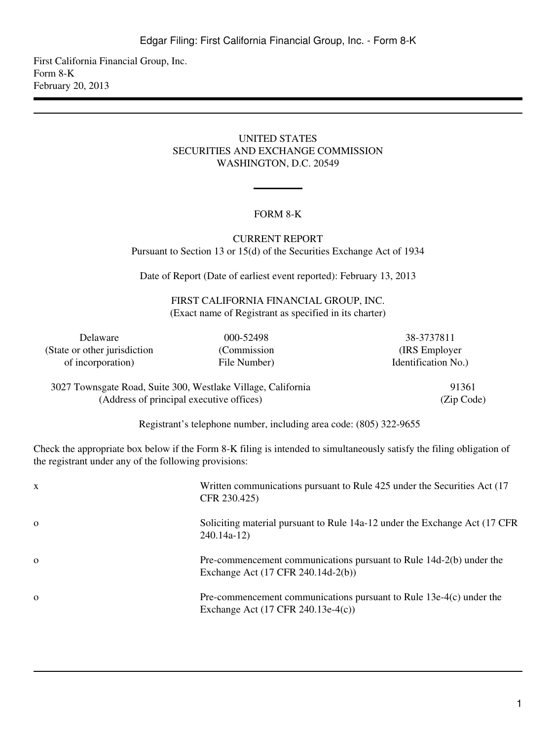First California Financial Group, Inc.
Form 8-K
February 20, 2013

UNITED STATES
SECURITIES AND EXCHANGE COMMISSION
WASHINGTON, D.C. 20549

# FORM 8-K

CURRENT REPORT
Pursuant to Section 13 or 15(d) of the Securities Exchange Act of 1934

Date of Report (Date of earliest event reported): February 13, 2013

FIRST CALIFORNIA FINANCIAL GROUP, INC.
(Exact name of Registrant as specified in its charter)

| Delaware | 000-52498 | 38-3737811 |
|---|---|---|
| (State or other jurisdiction of incorporation) | (Commission File Number) | (IRS Employer Identification No.) |

| 3027 Townsgate Road, Suite 300, Westlake Village, California | 91361 |
|---|---|
| (Address of principal executive offices) | (Zip Code) |

Registrant's telephone number, including area code: (805) 322-9655

Check the appropriate box below if the Form 8-K filing is intended to simultaneously satisfy the filing obligation of the registrant under any of the following provisions:

| | |
|---|---|
| x | Written communications pursuant to Rule 425 under the Securities Act (17 CFR 230.425) |
| o | Soliciting material pursuant to Rule 14a-12 under the Exchange Act (17 CFR 240.14a-12) |
| o | Pre-commencement communications pursuant to Rule 14d-2(b) under the Exchange Act (17 CFR 240.14d-2(b)) |
| o | Pre-commencement communications pursuant to Rule 13e-4(c) under the Exchange Act (17 CFR 240.13e-4(c)) |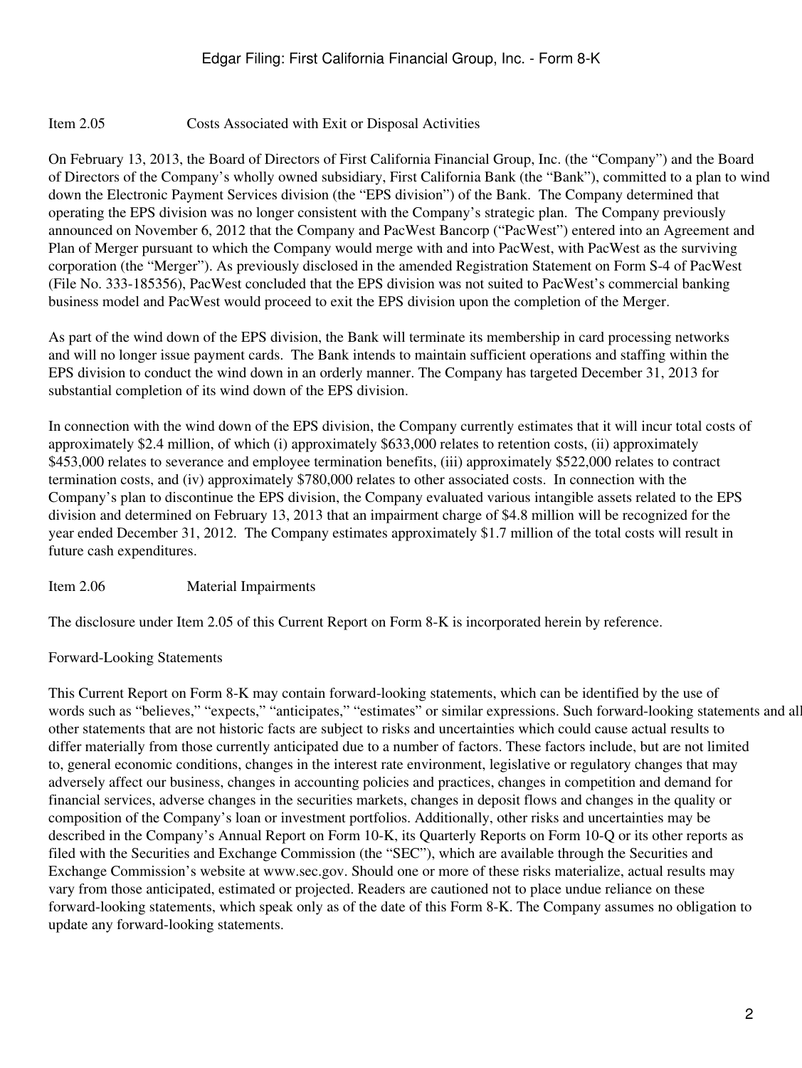Item 2.05 Costs Associated with Exit or Disposal Activities

On February 13, 2013, the Board of Directors of First California Financial Group, Inc. (the "Company") and the Board of Directors of the Company's wholly owned subsidiary, First California Bank (the "Bank"), committed to a plan to wind down the Electronic Payment Services division (the "EPS division") of the Bank. The Company determined that operating the EPS division was no longer consistent with the Company's strategic plan. The Company previously announced on November 6, 2012 that the Company and PacWest Bancorp ("PacWest") entered into an Agreement and Plan of Merger pursuant to which the Company would merge with and into PacWest, with PacWest as the surviving corporation (the "Merger"). As previously disclosed in the amended Registration Statement on Form S-4 of PacWest (File No. 333-185356), PacWest concluded that the EPS division was not suited to PacWest's commercial banking business model and PacWest would proceed to exit the EPS division upon the completion of the Merger.

As part of the wind down of the EPS division, the Bank will terminate its membership in card processing networks and will no longer issue payment cards. The Bank intends to maintain sufficient operations and staffing within the EPS division to conduct the wind down in an orderly manner. The Company has targeted December 31, 2013 for substantial completion of its wind down of the EPS division.

In connection with the wind down of the EPS division, the Company currently estimates that it will incur total costs of approximately $2.4 million, of which (i) approximately $633,000 relates to retention costs, (ii) approximately $453,000 relates to severance and employee termination benefits, (iii) approximately $522,000 relates to contract termination costs, and (iv) approximately $780,000 relates to other associated costs. In connection with the Company's plan to discontinue the EPS division, the Company evaluated various intangible assets related to the EPS division and determined on February 13, 2013 that an impairment charge of $4.8 million will be recognized for the year ended December 31, 2012. The Company estimates approximately $1.7 million of the total costs will result in future cash expenditures.

Item 2.06 Material Impairments

The disclosure under Item 2.05 of this Current Report on Form 8-K is incorporated herein by reference.

Forward-Looking Statements

This Current Report on Form 8-K may contain forward-looking statements, which can be identified by the use of words such as "believes," "expects," "anticipates," "estimates" or similar expressions. Such forward-looking statements and all other statements that are not historic facts are subject to risks and uncertainties which could cause actual results to differ materially from those currently anticipated due to a number of factors. These factors include, but are not limited to, general economic conditions, changes in the interest rate environment, legislative or regulatory changes that may adversely affect our business, changes in accounting policies and practices, changes in competition and demand for financial services, adverse changes in the securities markets, changes in deposit flows and changes in the quality or composition of the Company's loan or investment portfolios. Additionally, other risks and uncertainties may be described in the Company's Annual Report on Form 10-K, its Quarterly Reports on Form 10-Q or its other reports as filed with the Securities and Exchange Commission (the "SEC"), which are available through the Securities and Exchange Commission's website at www.sec.gov. Should one or more of these risks materialize, actual results may vary from those anticipated, estimated or projected. Readers are cautioned not to place undue reliance on these forward-looking statements, which speak only as of the date of this Form 8-K. The Company assumes no obligation to update any forward-looking statements.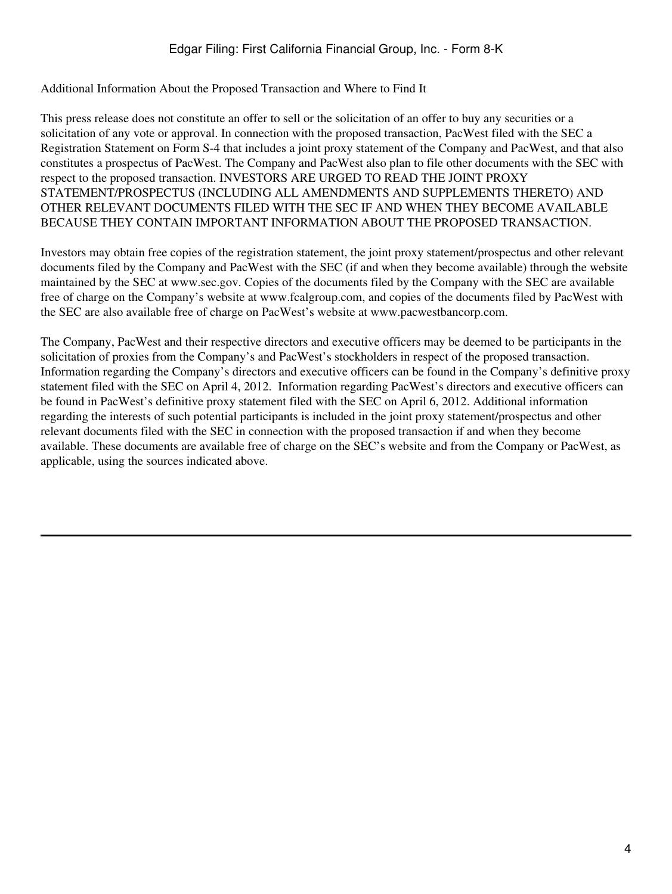Additional Information About the Proposed Transaction and Where to Find It

This press release does not constitute an offer to sell or the solicitation of an offer to buy any securities or a solicitation of any vote or approval. In connection with the proposed transaction, PacWest filed with the SEC a Registration Statement on Form S-4 that includes a joint proxy statement of the Company and PacWest, and that also constitutes a prospectus of PacWest. The Company and PacWest also plan to file other documents with the SEC with respect to the proposed transaction. INVESTORS ARE URGED TO READ THE JOINT PROXY STATEMENT/PROSPECTUS (INCLUDING ALL AMENDMENTS AND SUPPLEMENTS THERETO) AND OTHER RELEVANT DOCUMENTS FILED WITH THE SEC IF AND WHEN THEY BECOME AVAILABLE BECAUSE THEY CONTAIN IMPORTANT INFORMATION ABOUT THE PROPOSED TRANSACTION.

Investors may obtain free copies of the registration statement, the joint proxy statement/prospectus and other relevant documents filed by the Company and PacWest with the SEC (if and when they become available) through the website maintained by the SEC at www.sec.gov. Copies of the documents filed by the Company with the SEC are available free of charge on the Company's website at www.fcalgroup.com, and copies of the documents filed by PacWest with the SEC are also available free of charge on PacWest's website at www.pacwestbancorp.com.

The Company, PacWest and their respective directors and executive officers may be deemed to be participants in the solicitation of proxies from the Company's and PacWest's stockholders in respect of the proposed transaction. Information regarding the Company's directors and executive officers can be found in the Company's definitive proxy statement filed with the SEC on April 4, 2012. Information regarding PacWest's directors and executive officers can be found in PacWest's definitive proxy statement filed with the SEC on April 6, 2012. Additional information regarding the interests of such potential participants is included in the joint proxy statement/prospectus and other relevant documents filed with the SEC in connection with the proposed transaction if and when they become available. These documents are available free of charge on the SEC's website and from the Company or PacWest, as applicable, using the sources indicated above.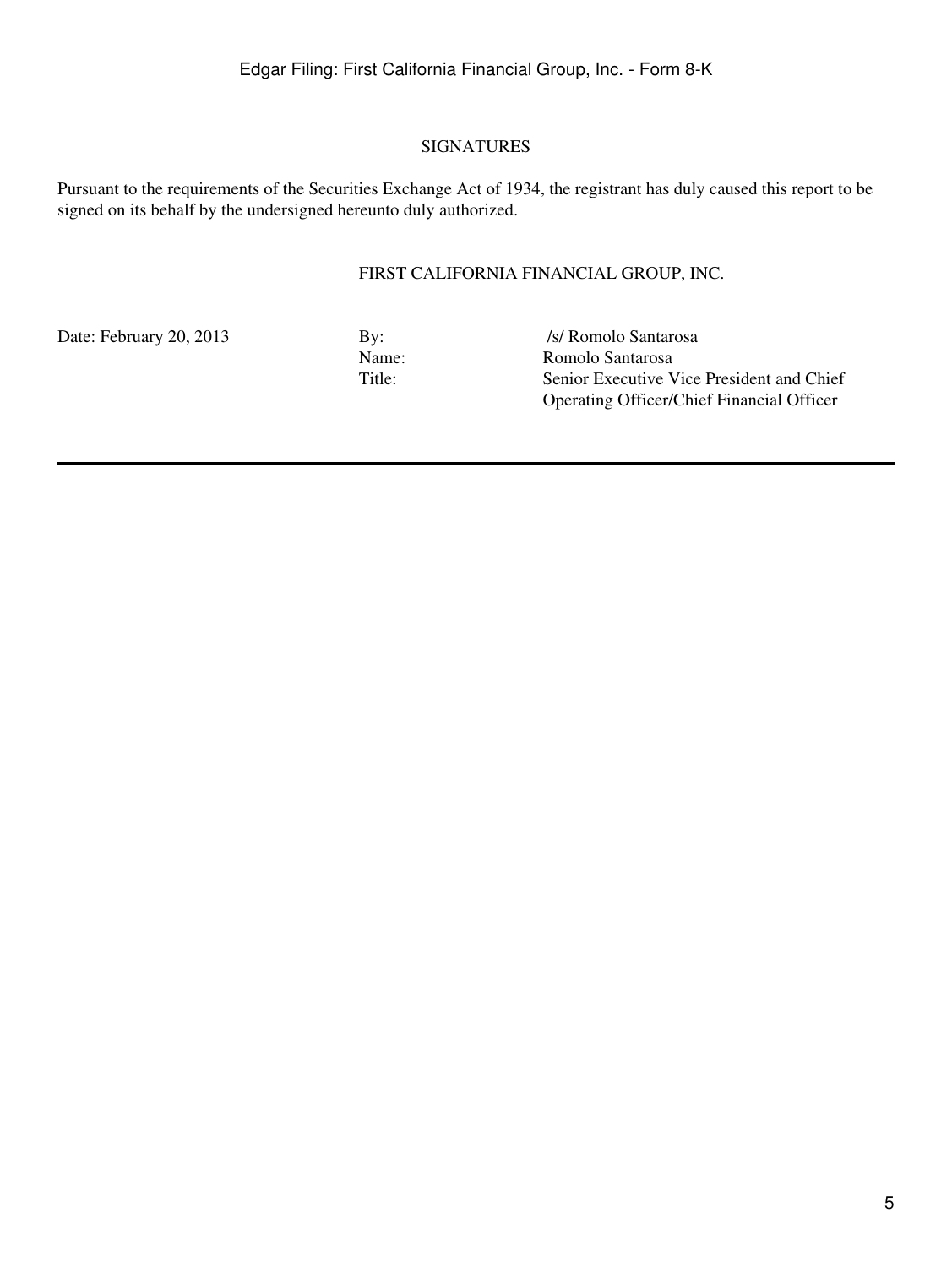# SIGNATURES

Pursuant to the requirements of the Securities Exchange Act of 1934, the registrant has duly caused this report to be signed on its behalf by the undersigned hereunto duly authorized.

FIRST CALIFORNIA FINANCIAL GROUP, INC.

| | | |
|---|---|---|
| Date: February 20, 2013 | By: | /s/ Romolo Santarosa |
| | Name: | Romolo Santarosa |
| | Title: | Senior Executive Vice President and Chief Operating Officer/Chief Financial Officer |